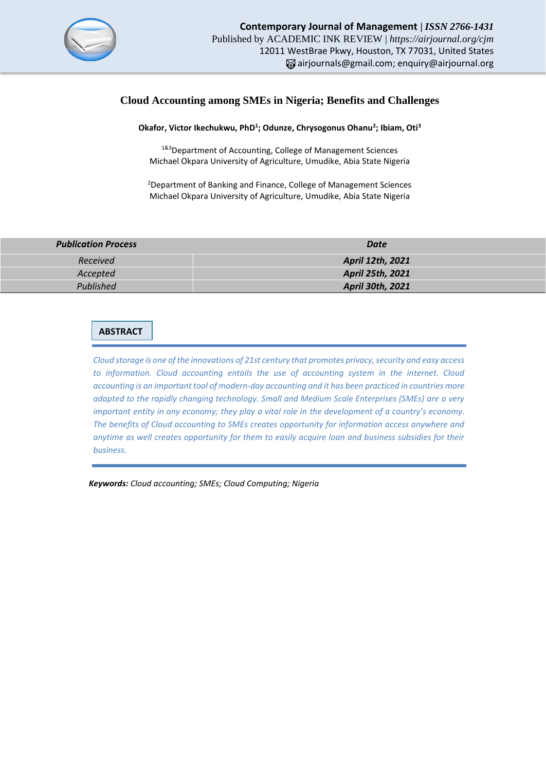# Cloud Accounting among SMEs in Nigeria; Benefits and Challenges

**Okafor, Victor Ikechukwu, PhD[1]; Odunze, Chrysogonus Ohanu[2]; Ibiam, Oti[3]**

[1&3]Department of Accounting, College of Management Sciences
Michael Okpara University of Agriculture, Umudike, Abia State Nigeria

[2]Department of Banking and Finance, College of Management Sciences
Michael Okpara University of Agriculture, Umudike, Abia State Nigeria

| *Publication Process* | *Date* |
|---|---|
| *Received* | ***April 12th, 2021*** |
| *Accepted* | ***April 25th, 2021*** |
| *Published* | ***April 30th, 2021*** |

## ABSTRACT

*Cloud storage is one of the innovations of 21st century that promotes privacy, security and easy access to information. Cloud accounting entails the use of accounting system in the internet. Cloud accounting is an important tool of modern-day accounting and it has been practiced in countries more adapted to the rapidly changing technology. Small and Medium Scale Enterprises (SMEs) are a very important entity in any economy; they play a vital role in the development of a country's economy. The benefits of Cloud accounting to SMEs creates opportunity for information access anywhere and anytime as well creates opportunity for them to easily acquire loan and business subsidies for their business.*

***Keywords:*** *Cloud accounting; SMEs; Cloud Computing; Nigeria*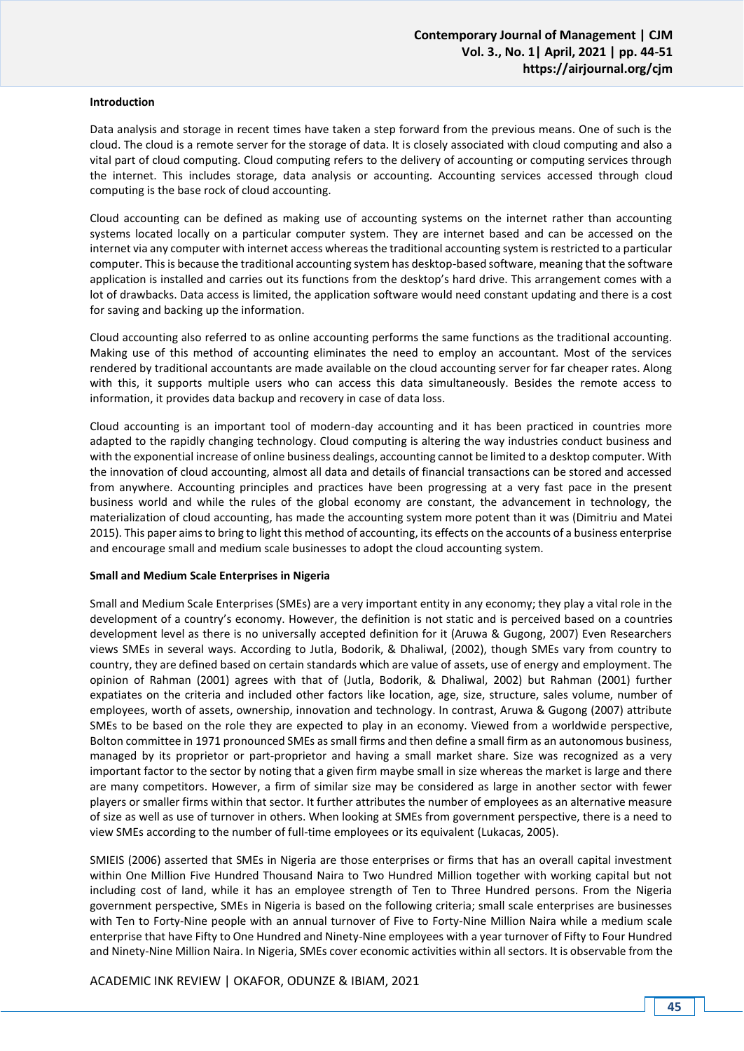**Introduction**

Data analysis and storage in recent times have taken a step forward from the previous means. One of such is the cloud. The cloud is a remote server for the storage of data. It is closely associated with cloud computing and also a vital part of cloud computing. Cloud computing refers to the delivery of accounting or computing services through the internet. This includes storage, data analysis or accounting. Accounting services accessed through cloud computing is the base rock of cloud accounting.

Cloud accounting can be defined as making use of accounting systems on the internet rather than accounting systems located locally on a particular computer system. They are internet based and can be accessed on the internet via any computer with internet access whereas the traditional accounting system is restricted to a particular computer. This is because the traditional accounting system has desktop-based software, meaning that the software application is installed and carries out its functions from the desktop's hard drive. This arrangement comes with a lot of drawbacks. Data access is limited, the application software would need constant updating and there is a cost for saving and backing up the information.

Cloud accounting also referred to as online accounting performs the same functions as the traditional accounting. Making use of this method of accounting eliminates the need to employ an accountant. Most of the services rendered by traditional accountants are made available on the cloud accounting server for far cheaper rates. Along with this, it supports multiple users who can access this data simultaneously. Besides the remote access to information, it provides data backup and recovery in case of data loss.

Cloud accounting is an important tool of modern-day accounting and it has been practiced in countries more adapted to the rapidly changing technology. Cloud computing is altering the way industries conduct business and with the exponential increase of online business dealings, accounting cannot be limited to a desktop computer. With the innovation of cloud accounting, almost all data and details of financial transactions can be stored and accessed from anywhere. Accounting principles and practices have been progressing at a very fast pace in the present business world and while the rules of the global economy are constant, the advancement in technology, the materialization of cloud accounting, has made the accounting system more potent than it was (Dimitriu and Matei 2015). This paper aims to bring to light this method of accounting, its effects on the accounts of a business enterprise and encourage small and medium scale businesses to adopt the cloud accounting system.

**Small and Medium Scale Enterprises in Nigeria**

Small and Medium Scale Enterprises (SMEs) are a very important entity in any economy; they play a vital role in the development of a country's economy. However, the definition is not static and is perceived based on a countries development level as there is no universally accepted definition for it (Aruwa & Gugong, 2007) Even Researchers views SMEs in several ways. According to Jutla, Bodorik, & Dhaliwal, (2002), though SMEs vary from country to country, they are defined based on certain standards which are value of assets, use of energy and employment. The opinion of Rahman (2001) agrees with that of (Jutla, Bodorik, & Dhaliwal, 2002) but Rahman (2001) further expatiates on the criteria and included other factors like location, age, size, structure, sales volume, number of employees, worth of assets, ownership, innovation and technology. In contrast, Aruwa & Gugong (2007) attribute SMEs to be based on the role they are expected to play in an economy. Viewed from a worldwide perspective, Bolton committee in 1971 pronounced SMEs as small firms and then define a small firm as an autonomous business, managed by its proprietor or part-proprietor and having a small market share. Size was recognized as a very important factor to the sector by noting that a given firm maybe small in size whereas the market is large and there are many competitors. However, a firm of similar size may be considered as large in another sector with fewer players or smaller firms within that sector. It further attributes the number of employees as an alternative measure of size as well as use of turnover in others. When looking at SMEs from government perspective, there is a need to view SMEs according to the number of full-time employees or its equivalent (Lukacas, 2005).

SMIEIS (2006) asserted that SMEs in Nigeria are those enterprises or firms that has an overall capital investment within One Million Five Hundred Thousand Naira to Two Hundred Million together with working capital but not including cost of land, while it has an employee strength of Ten to Three Hundred persons. From the Nigeria government perspective, SMEs in Nigeria is based on the following criteria; small scale enterprises are businesses with Ten to Forty-Nine people with an annual turnover of Five to Forty-Nine Million Naira while a medium scale enterprise that have Fifty to One Hundred and Ninety-Nine employees with a year turnover of Fifty to Four Hundred and Ninety-Nine Million Naira. In Nigeria, SMEs cover economic activities within all sectors. It is observable from the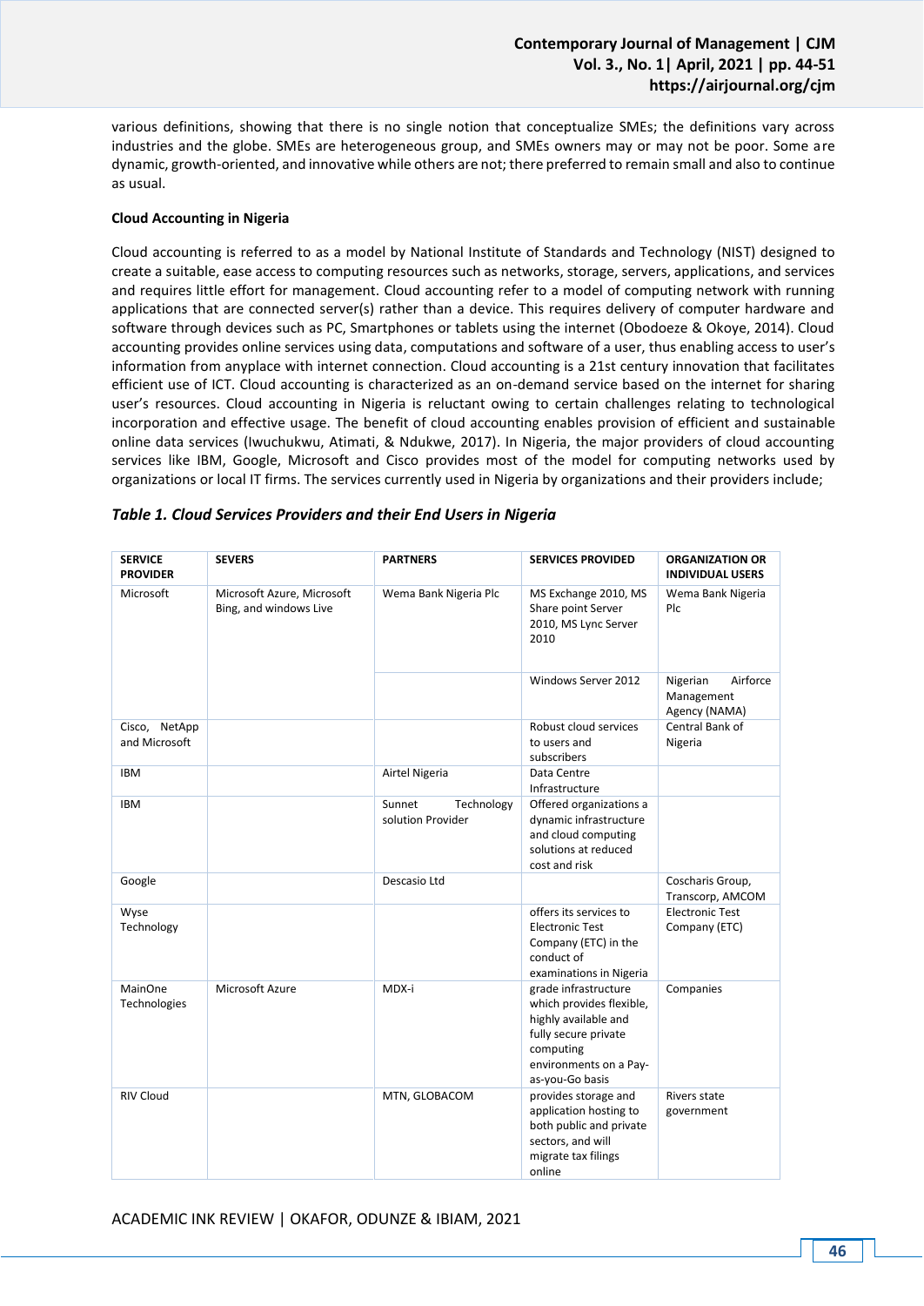various definitions, showing that there is no single notion that conceptualize SMEs; the definitions vary across industries and the globe. SMEs are heterogeneous group, and SMEs owners may or may not be poor. Some are dynamic, growth-oriented, and innovative while others are not; there preferred to remain small and also to continue as usual.

**Cloud Accounting in Nigeria**

Cloud accounting is referred to as a model by National Institute of Standards and Technology (NIST) designed to create a suitable, ease access to computing resources such as networks, storage, servers, applications, and services and requires little effort for management. Cloud accounting refer to a model of computing network with running applications that are connected server(s) rather than a device. This requires delivery of computer hardware and software through devices such as PC, Smartphones or tablets using the internet (Obodoeze & Okoye, 2014). Cloud accounting provides online services using data, computations and software of a user, thus enabling access to user's information from anyplace with internet connection. Cloud accounting is a 21st century innovation that facilitates efficient use of ICT. Cloud accounting is characterized as an on-demand service based on the internet for sharing user's resources. Cloud accounting in Nigeria is reluctant owing to certain challenges relating to technological incorporation and effective usage. The benefit of cloud accounting enables provision of efficient and sustainable online data services (Iwuchukwu, Atimati, & Ndukwe, 2017). In Nigeria, the major providers of cloud accounting services like IBM, Google, Microsoft and Cisco provides most of the model for computing networks used by organizations or local IT firms. The services currently used in Nigeria by organizations and their providers include;

***Table 1. Cloud Services Providers and their End Users in Nigeria***

| SERVICE PROVIDER | SEVERS | PARTNERS | SERVICES PROVIDED | ORGANIZATION OR INDIVIDUAL USERS |
|---|---|---|---|---|
| Microsoft | Microsoft Azure, Microsoft Bing, and windows Live | Wema Bank Nigeria Plc | MS Exchange 2010, MS Share point Server 2010, MS Lync Server 2010 | Wema Bank Nigeria Plc |
| | | | Windows Server 2012 | Nigerian Airforce Management Agency (NAMA) |
| Cisco, NetApp and Microsoft | | | Robust cloud services to users and subscribers | Central Bank of Nigeria |
| IBM | | Airtel Nigeria | Data Centre Infrastructure | |
| IBM | | Sunnet Technology solution Provider | Offered organizations a dynamic infrastructure and cloud computing solutions at reduced cost and risk | |
| Google | | Descasio Ltd | | Coscharis Group, Transcorp, AMCOM |
| Wyse Technology | | | offers its services to Electronic Test Company (ETC) in the conduct of examinations in Nigeria | Electronic Test Company (ETC) |
| MainOne Technologies | Microsoft Azure | MDX-i | grade infrastructure which provides flexible, highly available and fully secure private computing environments on a Pay-as-you-Go basis | Companies |
| RIV Cloud | | MTN, GLOBACOM | provides storage and application hosting to both public and private sectors, and will migrate tax filings online | Rivers state government |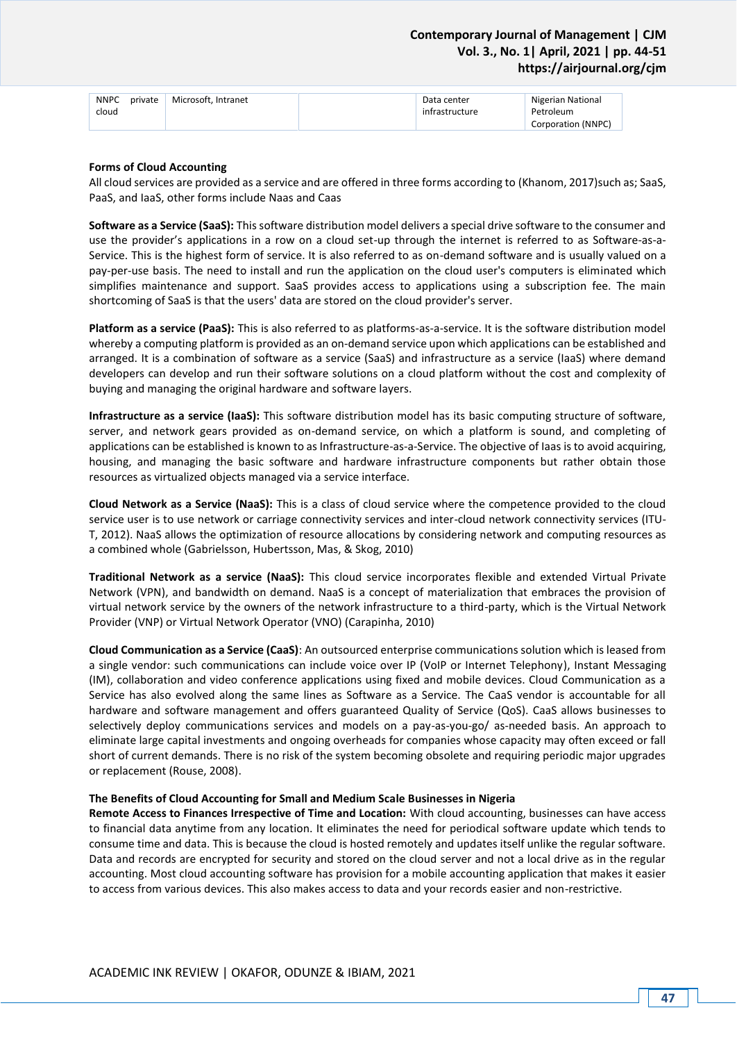| NNPC private cloud | Microsoft, Intranet | | Data center infrastructure | Nigerian National Petroleum Corporation (NNPC) |
|---|---|---|---|---|

**Forms of Cloud Accounting**

All cloud services are provided as a service and are offered in three forms according to (Khanom, 2017)such as; SaaS, PaaS, and IaaS, other forms include Naas and Caas

**Software as a Service (SaaS):** This software distribution model delivers a special drive software to the consumer and use the provider's applications in a row on a cloud set-up through the internet is referred to as Software-as-a-Service. This is the highest form of service. It is also referred to as on-demand software and is usually valued on a pay-per-use basis. The need to install and run the application on the cloud user's computers is eliminated which simplifies maintenance and support. SaaS provides access to applications using a subscription fee. The main shortcoming of SaaS is that the users' data are stored on the cloud provider's server.

**Platform as a service (PaaS):** This is also referred to as platforms-as-a-service. It is the software distribution model whereby a computing platform is provided as an on-demand service upon which applications can be established and arranged. It is a combination of software as a service (SaaS) and infrastructure as a service (IaaS) where demand developers can develop and run their software solutions on a cloud platform without the cost and complexity of buying and managing the original hardware and software layers.

**Infrastructure as a service (IaaS):** This software distribution model has its basic computing structure of software, server, and network gears provided as on-demand service, on which a platform is sound, and completing of applications can be established is known to as Infrastructure-as-a-Service. The objective of Iaas is to avoid acquiring, housing, and managing the basic software and hardware infrastructure components but rather obtain those resources as virtualized objects managed via a service interface.

**Cloud Network as a Service (NaaS):** This is a class of cloud service where the competence provided to the cloud service user is to use network or carriage connectivity services and inter-cloud network connectivity services (ITU-T, 2012). NaaS allows the optimization of resource allocations by considering network and computing resources as a combined whole (Gabrielsson, Hubertsson, Mas, & Skog, 2010)

**Traditional Network as a service (NaaS):** This cloud service incorporates flexible and extended Virtual Private Network (VPN), and bandwidth on demand. NaaS is a concept of materialization that embraces the provision of virtual network service by the owners of the network infrastructure to a third-party, which is the Virtual Network Provider (VNP) or Virtual Network Operator (VNO) (Carapinha, 2010)

**Cloud Communication as a Service (CaaS)**: An outsourced enterprise communications solution which is leased from a single vendor: such communications can include voice over IP (VoIP or Internet Telephony), Instant Messaging (IM), collaboration and video conference applications using fixed and mobile devices. Cloud Communication as a Service has also evolved along the same lines as Software as a Service. The CaaS vendor is accountable for all hardware and software management and offers guaranteed Quality of Service (QoS). CaaS allows businesses to selectively deploy communications services and models on a pay-as-you-go/ as-needed basis. An approach to eliminate large capital investments and ongoing overheads for companies whose capacity may often exceed or fall short of current demands. There is no risk of the system becoming obsolete and requiring periodic major upgrades or replacement (Rouse, 2008).

**The Benefits of Cloud Accounting for Small and Medium Scale Businesses in Nigeria**

**Remote Access to Finances Irrespective of Time and Location:** With cloud accounting, businesses can have access to financial data anytime from any location. It eliminates the need for periodical software update which tends to consume time and data. This is because the cloud is hosted remotely and updates itself unlike the regular software. Data and records are encrypted for security and stored on the cloud server and not a local drive as in the regular accounting. Most cloud accounting software has provision for a mobile accounting application that makes it easier to access from various devices. This also makes access to data and your records easier and non-restrictive.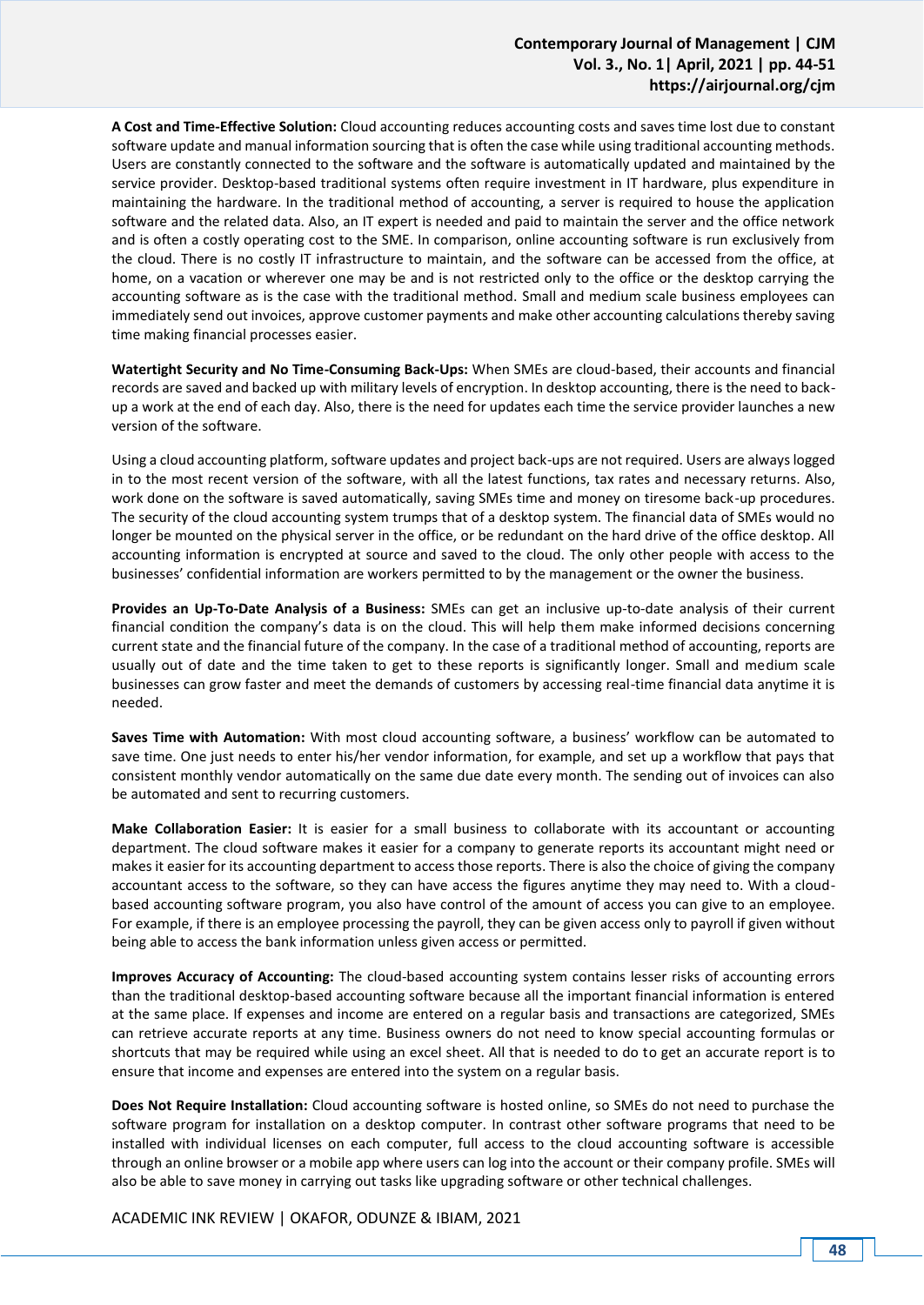**A Cost and Time-Effective Solution:** Cloud accounting reduces accounting costs and saves time lost due to constant software update and manual information sourcing that is often the case while using traditional accounting methods. Users are constantly connected to the software and the software is automatically updated and maintained by the service provider. Desktop-based traditional systems often require investment in IT hardware, plus expenditure in maintaining the hardware. In the traditional method of accounting, a server is required to house the application software and the related data. Also, an IT expert is needed and paid to maintain the server and the office network and is often a costly operating cost to the SME. In comparison, online accounting software is run exclusively from the cloud. There is no costly IT infrastructure to maintain, and the software can be accessed from the office, at home, on a vacation or wherever one may be and is not restricted only to the office or the desktop carrying the accounting software as is the case with the traditional method. Small and medium scale business employees can immediately send out invoices, approve customer payments and make other accounting calculations thereby saving time making financial processes easier.

**Watertight Security and No Time-Consuming Back-Ups:** When SMEs are cloud-based, their accounts and financial records are saved and backed up with military levels of encryption. In desktop accounting, there is the need to back-up a work at the end of each day. Also, there is the need for updates each time the service provider launches a new version of the software.

Using a cloud accounting platform, software updates and project back-ups are not required. Users are always logged in to the most recent version of the software, with all the latest functions, tax rates and necessary returns. Also, work done on the software is saved automatically, saving SMEs time and money on tiresome back-up procedures. The security of the cloud accounting system trumps that of a desktop system. The financial data of SMEs would no longer be mounted on the physical server in the office, or be redundant on the hard drive of the office desktop. All accounting information is encrypted at source and saved to the cloud. The only other people with access to the businesses' confidential information are workers permitted to by the management or the owner the business.

**Provides an Up-To-Date Analysis of a Business:** SMEs can get an inclusive up-to-date analysis of their current financial condition the company's data is on the cloud. This will help them make informed decisions concerning current state and the financial future of the company. In the case of a traditional method of accounting, reports are usually out of date and the time taken to get to these reports is significantly longer. Small and medium scale businesses can grow faster and meet the demands of customers by accessing real-time financial data anytime it is needed.

**Saves Time with Automation:** With most cloud accounting software, a business' workflow can be automated to save time. One just needs to enter his/her vendor information, for example, and set up a workflow that pays that consistent monthly vendor automatically on the same due date every month. The sending out of invoices can also be automated and sent to recurring customers.

**Make Collaboration Easier:** It is easier for a small business to collaborate with its accountant or accounting department. The cloud software makes it easier for a company to generate reports its accountant might need or makes it easier for its accounting department to access those reports. There is also the choice of giving the company accountant access to the software, so they can have access the figures anytime they may need to. With a cloud-based accounting software program, you also have control of the amount of access you can give to an employee. For example, if there is an employee processing the payroll, they can be given access only to payroll if given without being able to access the bank information unless given access or permitted.

**Improves Accuracy of Accounting:** The cloud-based accounting system contains lesser risks of accounting errors than the traditional desktop-based accounting software because all the important financial information is entered at the same place. If expenses and income are entered on a regular basis and transactions are categorized, SMEs can retrieve accurate reports at any time. Business owners do not need to know special accounting formulas or shortcuts that may be required while using an excel sheet. All that is needed to do to get an accurate report is to ensure that income and expenses are entered into the system on a regular basis.

**Does Not Require Installation:** Cloud accounting software is hosted online, so SMEs do not need to purchase the software program for installation on a desktop computer. In contrast other software programs that need to be installed with individual licenses on each computer, full access to the cloud accounting software is accessible through an online browser or a mobile app where users can log into the account or their company profile. SMEs will also be able to save money in carrying out tasks like upgrading software or other technical challenges.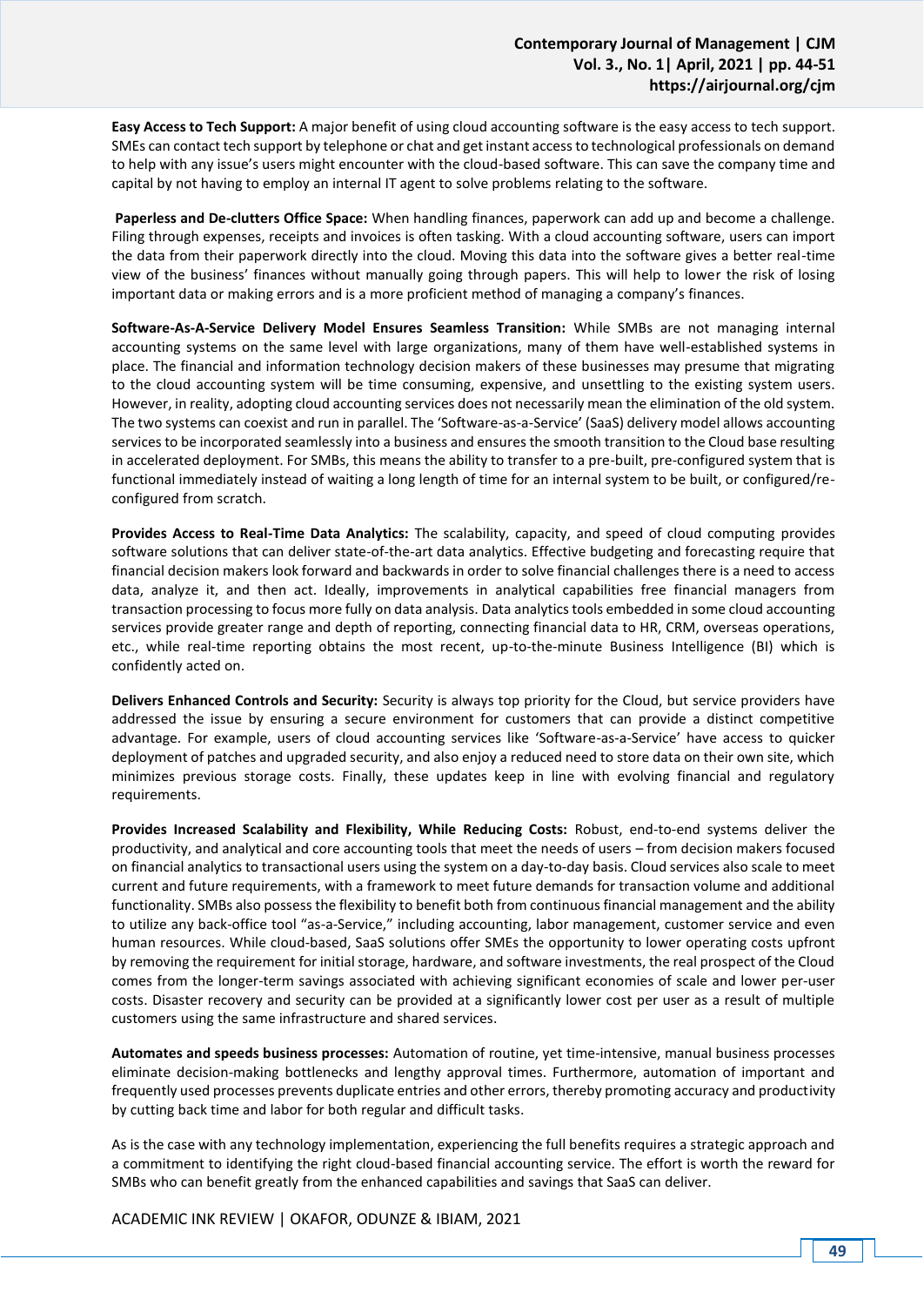**Easy Access to Tech Support:** A major benefit of using cloud accounting software is the easy access to tech support. SMEs can contact tech support by telephone or chat and get instant access to technological professionals on demand to help with any issue's users might encounter with the cloud-based software. This can save the company time and capital by not having to employ an internal IT agent to solve problems relating to the software.

**Paperless and De-clutters Office Space:** When handling finances, paperwork can add up and become a challenge. Filing through expenses, receipts and invoices is often tasking. With a cloud accounting software, users can import the data from their paperwork directly into the cloud. Moving this data into the software gives a better real-time view of the business' finances without manually going through papers. This will help to lower the risk of losing important data or making errors and is a more proficient method of managing a company's finances.

**Software-As-A-Service Delivery Model Ensures Seamless Transition:** While SMBs are not managing internal accounting systems on the same level with large organizations, many of them have well-established systems in place. The financial and information technology decision makers of these businesses may presume that migrating to the cloud accounting system will be time consuming, expensive, and unsettling to the existing system users. However, in reality, adopting cloud accounting services does not necessarily mean the elimination of the old system. The two systems can coexist and run in parallel. The 'Software-as-a-Service' (SaaS) delivery model allows accounting services to be incorporated seamlessly into a business and ensures the smooth transition to the Cloud base resulting in accelerated deployment. For SMBs, this means the ability to transfer to a pre-built, pre-configured system that is functional immediately instead of waiting a long length of time for an internal system to be built, or configured/re-configured from scratch.

**Provides Access to Real-Time Data Analytics:** The scalability, capacity, and speed of cloud computing provides software solutions that can deliver state-of-the-art data analytics. Effective budgeting and forecasting require that financial decision makers look forward and backwards in order to solve financial challenges there is a need to access data, analyze it, and then act. Ideally, improvements in analytical capabilities free financial managers from transaction processing to focus more fully on data analysis. Data analytics tools embedded in some cloud accounting services provide greater range and depth of reporting, connecting financial data to HR, CRM, overseas operations, etc., while real-time reporting obtains the most recent, up-to-the-minute Business Intelligence (BI) which is confidently acted on.

**Delivers Enhanced Controls and Security:** Security is always top priority for the Cloud, but service providers have addressed the issue by ensuring a secure environment for customers that can provide a distinct competitive advantage. For example, users of cloud accounting services like 'Software-as-a-Service' have access to quicker deployment of patches and upgraded security, and also enjoy a reduced need to store data on their own site, which minimizes previous storage costs. Finally, these updates keep in line with evolving financial and regulatory requirements.

**Provides Increased Scalability and Flexibility, While Reducing Costs:** Robust, end-to-end systems deliver the productivity, and analytical and core accounting tools that meet the needs of users – from decision makers focused on financial analytics to transactional users using the system on a day-to-day basis. Cloud services also scale to meet current and future requirements, with a framework to meet future demands for transaction volume and additional functionality. SMBs also possess the flexibility to benefit both from continuous financial management and the ability to utilize any back-office tool "as-a-Service," including accounting, labor management, customer service and even human resources. While cloud-based, SaaS solutions offer SMEs the opportunity to lower operating costs upfront by removing the requirement for initial storage, hardware, and software investments, the real prospect of the Cloud comes from the longer-term savings associated with achieving significant economies of scale and lower per-user costs. Disaster recovery and security can be provided at a significantly lower cost per user as a result of multiple customers using the same infrastructure and shared services.

**Automates and speeds business processes:** Automation of routine, yet time-intensive, manual business processes eliminate decision-making bottlenecks and lengthy approval times. Furthermore, automation of important and frequently used processes prevents duplicate entries and other errors, thereby promoting accuracy and productivity by cutting back time and labor for both regular and difficult tasks.

As is the case with any technology implementation, experiencing the full benefits requires a strategic approach and a commitment to identifying the right cloud-based financial accounting service. The effort is worth the reward for SMBs who can benefit greatly from the enhanced capabilities and savings that SaaS can deliver.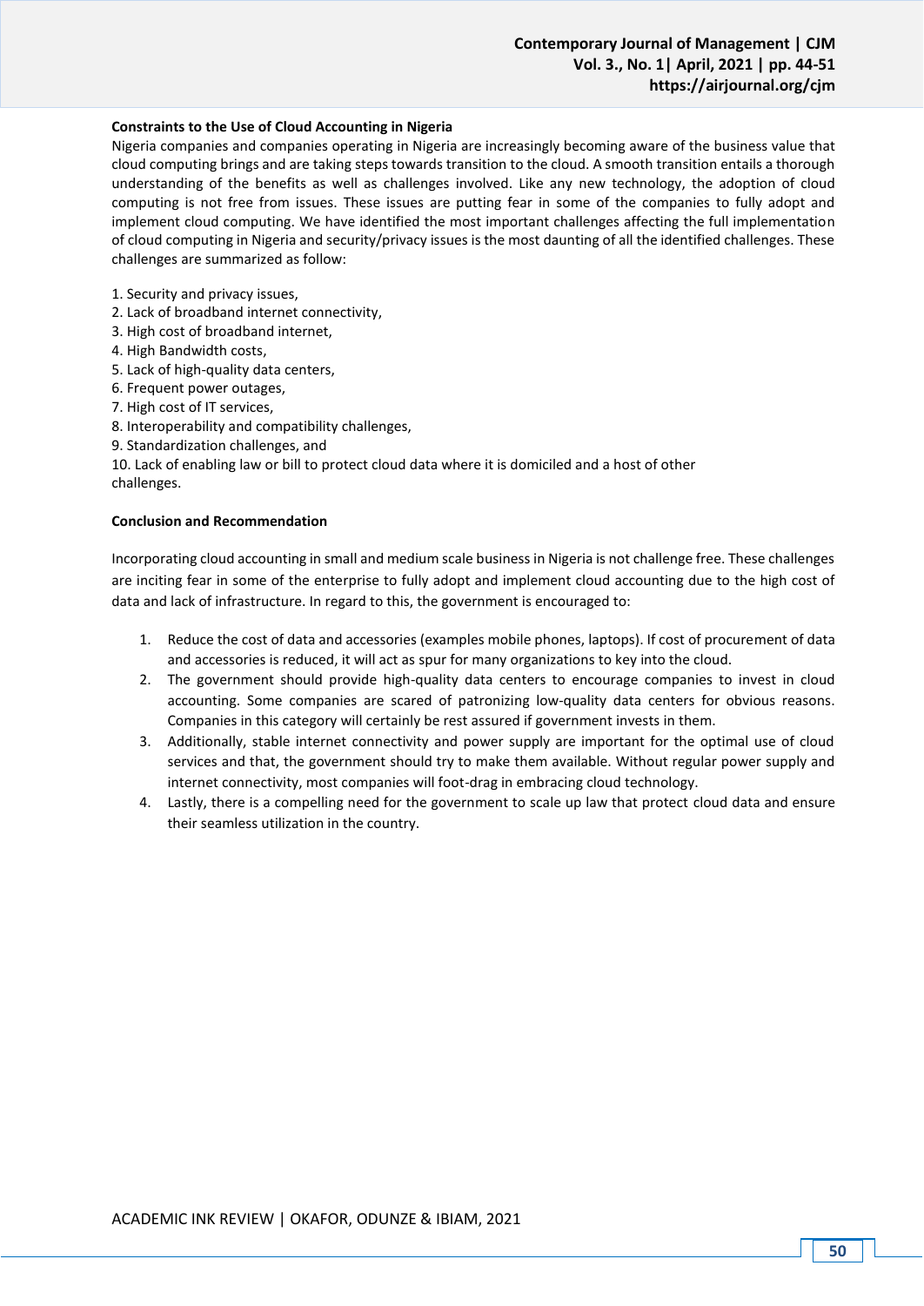**Constraints to the Use of Cloud Accounting in Nigeria**

Nigeria companies and companies operating in Nigeria are increasingly becoming aware of the business value that cloud computing brings and are taking steps towards transition to the cloud. A smooth transition entails a thorough understanding of the benefits as well as challenges involved. Like any new technology, the adoption of cloud computing is not free from issues. These issues are putting fear in some of the companies to fully adopt and implement cloud computing. We have identified the most important challenges affecting the full implementation of cloud computing in Nigeria and security/privacy issues is the most daunting of all the identified challenges. These challenges are summarized as follow:

1. Security and privacy issues,
2. Lack of broadband internet connectivity,
3. High cost of broadband internet,
4. High Bandwidth costs,
5. Lack of high-quality data centers,
6. Frequent power outages,
7. High cost of IT services,
8. Interoperability and compatibility challenges,
9. Standardization challenges, and
10. Lack of enabling law or bill to protect cloud data where it is domiciled and a host of other challenges.

**Conclusion and Recommendation**

Incorporating cloud accounting in small and medium scale business in Nigeria is not challenge free. These challenges are inciting fear in some of the enterprise to fully adopt and implement cloud accounting due to the high cost of data and lack of infrastructure. In regard to this, the government is encouraged to:

1. Reduce the cost of data and accessories (examples mobile phones, laptops). If cost of procurement of data and accessories is reduced, it will act as spur for many organizations to key into the cloud.
2. The government should provide high-quality data centers to encourage companies to invest in cloud accounting. Some companies are scared of patronizing low-quality data centers for obvious reasons. Companies in this category will certainly be rest assured if government invests in them.
3. Additionally, stable internet connectivity and power supply are important for the optimal use of cloud services and that, the government should try to make them available. Without regular power supply and internet connectivity, most companies will foot-drag in embracing cloud technology.
4. Lastly, there is a compelling need for the government to scale up law that protect cloud data and ensure their seamless utilization in the country.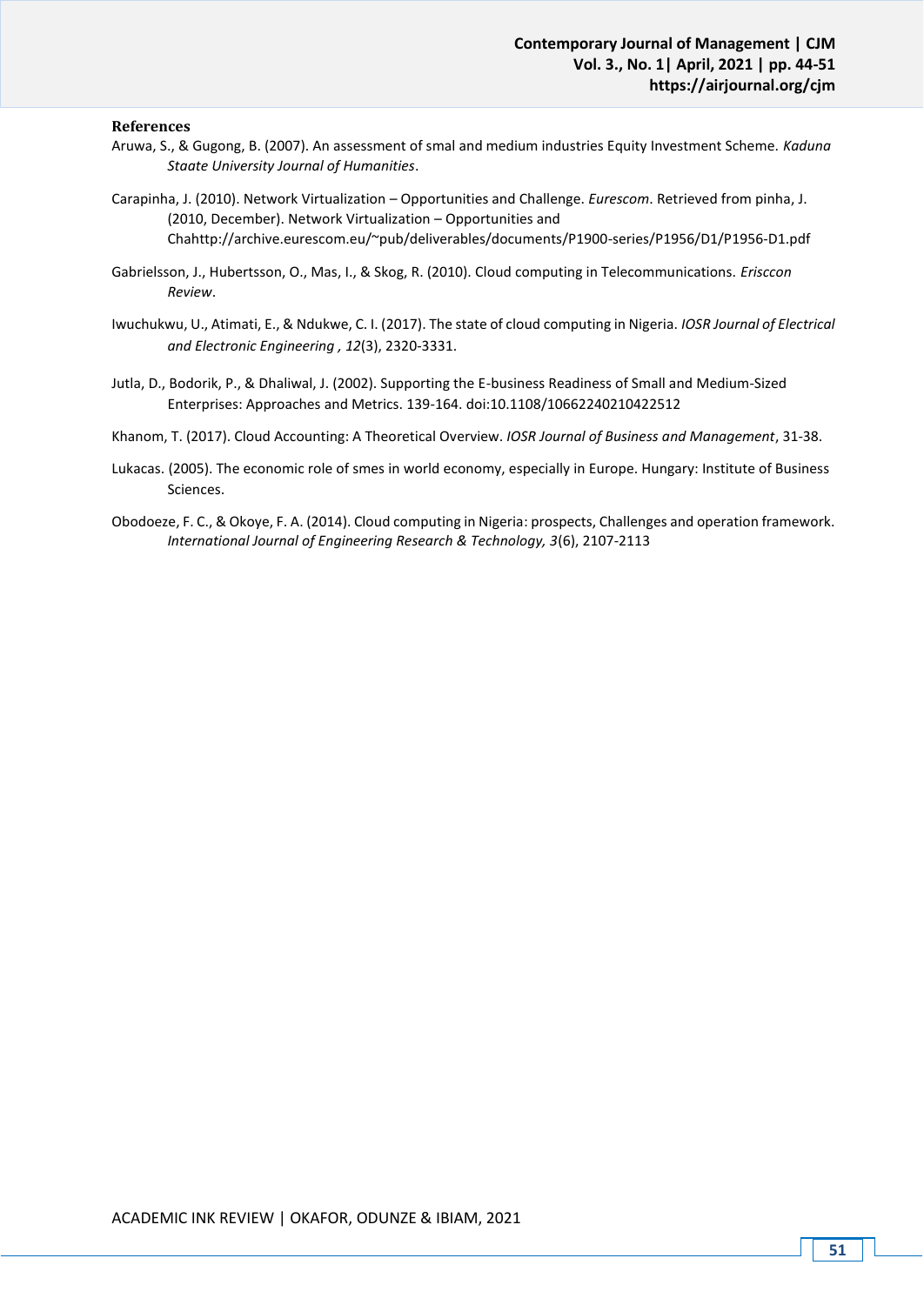## References

Aruwa, S., & Gugong, B. (2007). An assessment of smal and medium industries Equity Investment Scheme. *Kaduna Staate University Journal of Humanities*.

Carapinha, J. (2010). Network Virtualization – Opportunities and Challenge. *Eurescom*. Retrieved from pinha, J. (2010, December). Network Virtualization – Opportunities and Chahttp://archive.eurescom.eu/~pub/deliverables/documents/P1900-series/P1956/D1/P1956-D1.pdf

Gabrielsson, J., Hubertsson, O., Mas, I., & Skog, R. (2010). Cloud computing in Telecommunications. *Erisccon Review*.

Iwuchukwu, U., Atimati, E., & Ndukwe, C. I. (2017). The state of cloud computing in Nigeria. *IOSR Journal of Electrical and Electronic Engineering , 12*(3), 2320-3331.

Jutla, D., Bodorik, P., & Dhaliwal, J. (2002). Supporting the E-business Readiness of Small and Medium-Sized Enterprises: Approaches and Metrics. 139-164. doi:10.1108/10662240210422512

Khanom, T. (2017). Cloud Accounting: A Theoretical Overview. *IOSR Journal of Business and Management*, 31-38.

Lukacas. (2005). The economic role of smes in world economy, especially in Europe. Hungary: Institute of Business Sciences.

Obodoeze, F. C., & Okoye, F. A. (2014). Cloud computing in Nigeria: prospects, Challenges and operation framework. *International Journal of Engineering Research & Technology, 3*(6), 2107-2113